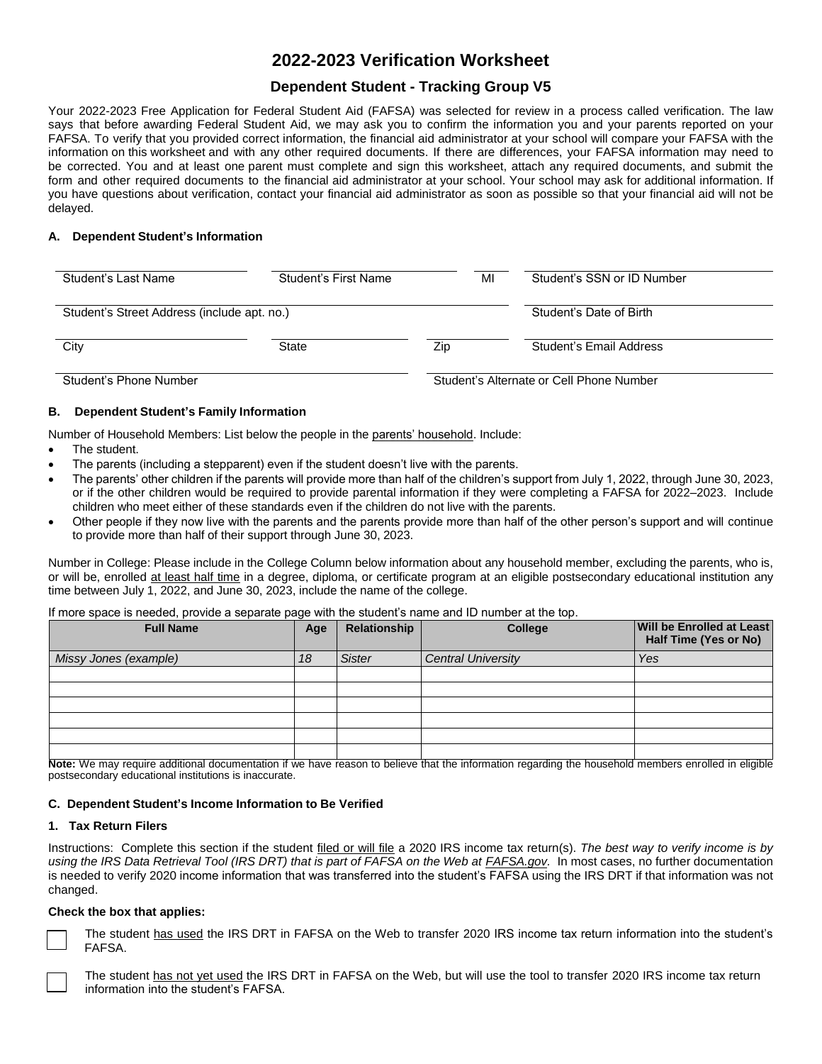# 2022-2023 Verification Worksheet

## Dependent Student - Tracking Group V5

Your 2022-2023 Free Application for Federal Student Aid (FAFSA) was selected for review in a process called verification. The law says that before awarding Federal Student Aid, we may ask you to confirm the information you and your parents reported on your FAFSA. To verify that you provided correct information, the financial aid administrator at your school will compare your FAFSA with the information on this worksheet and with any other required documents. If there are differences, your FAFSA information may need to be corrected. You and at least one parent must complete and sign this worksheet, attach any required documents, and submit the form and other required documents to the financial aid administrator at your school. Your school may ask for additional information. If you have questions about verification, contact your financial aid administrator as soon as possible so that your financial aid will not be delayed.

### A. Dependent Student's Information

| | | | |
|---|---|---|---|
| Student's Last Name | Student's First Name | MI | Student's SSN or ID Number |
| Student's Street Address (include apt. no.) | | | Student's Date of Birth |
| City | State | Zip | Student's Email Address |
| Student's Phone Number | | Student's Alternate or Cell Phone Number | |

### B. Dependent Student's Family Information

Number of Household Members: List below the people in the parents' household. Include:

- The student.
- The parents (including a stepparent) even if the student doesn't live with the parents.
- The parents' other children if the parents will provide more than half of the children's support from July 1, 2022, through June 30, 2023, or if the other children would be required to provide parental information if they were completing a FAFSA for 2022–2023. Include children who meet either of these standards even if the children do not live with the parents.
- Other people if they now live with the parents and the parents provide more than half of the other person's support and will continue to provide more than half of their support through June 30, 2023.

Number in College: Please include in the College Column below information about any household member, excluding the parents, who is, or will be, enrolled at least half time in a degree, diploma, or certificate program at an eligible postsecondary educational institution any time between July 1, 2022, and June 30, 2023, include the name of the college.

If more space is needed, provide a separate page with the student's name and ID number at the top.

| Full Name | Age | Relationship | College | Will be Enrolled at Least Half Time (Yes or No) |
|---|---|---|---|---|
| *Missy Jones (example)* | *18* | *Sister* | *Central University* | *Yes* |
| | | | | |
| | | | | |
| | | | | |
| | | | | |
| | | | | |
| | | | | |

**Note:** We may require additional documentation if we have reason to believe that the information regarding the household members enrolled in eligible postsecondary educational institutions is inaccurate.

### C. Dependent Student's Income Information to Be Verified

#### 1. Tax Return Filers

Instructions: Complete this section if the student filed or will file a 2020 IRS income tax return(s). *The best way to verify income is by using the IRS Data Retrieval Tool (IRS DRT) that is part of FAFSA on the Web at FAFSA.gov.* In most cases, no further documentation is needed to verify 2020 income information that was transferred into the student's FAFSA using the IRS DRT if that information was not changed.

**Check the box that applies:**

☐ The student has used the IRS DRT in FAFSA on the Web to transfer 2020 IRS income tax return information into the student's FAFSA.

☐ The student has not yet used the IRS DRT in FAFSA on the Web, but will use the tool to transfer 2020 IRS income tax return information into the student's FAFSA.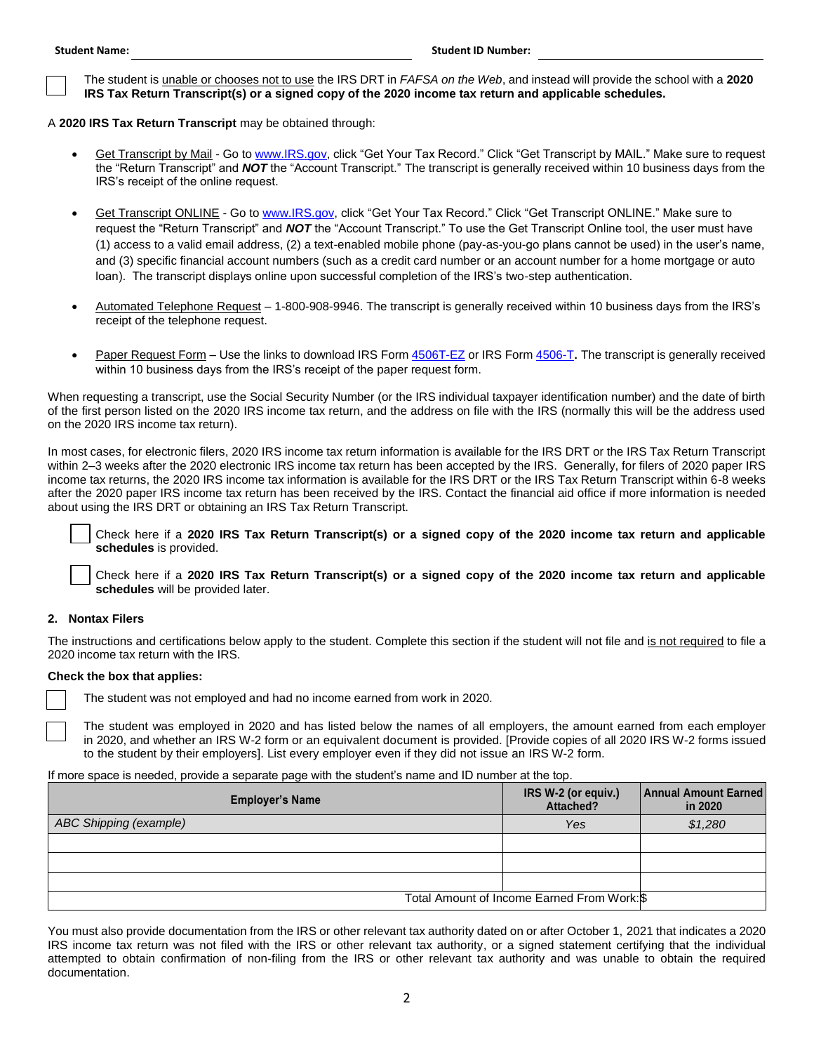**Student Name:** ______________________________ **Student ID Number:** ______________________________

☐ The student is unable or chooses not to use the IRS DRT in *FAFSA on the Web*, and instead will provide the school with a **2020 IRS Tax Return Transcript(s) or a signed copy of the 2020 income tax return and applicable schedules.**

A **2020 IRS Tax Return Transcript** may be obtained through:

- Get Transcript by Mail - Go to www.IRS.gov, click "Get Your Tax Record." Click "Get Transcript by MAIL." Make sure to request the "Return Transcript" and ***NOT*** the "Account Transcript." The transcript is generally received within 10 business days from the IRS's receipt of the online request.

- Get Transcript ONLINE - Go to www.IRS.gov, click "Get Your Tax Record." Click "Get Transcript ONLINE." Make sure to request the "Return Transcript" and ***NOT*** the "Account Transcript." To use the Get Transcript Online tool, the user must have (1) access to a valid email address, (2) a text-enabled mobile phone (pay-as-you-go plans cannot be used) in the user's name, and (3) specific financial account numbers (such as a credit card number or an account number for a home mortgage or auto loan). The transcript displays online upon successful completion of the IRS's two-step authentication.

- Automated Telephone Request – 1-800-908-9946. The transcript is generally received within 10 business days from the IRS's receipt of the telephone request.

- Paper Request Form – Use the links to download IRS Form 4506T-EZ or IRS Form 4506-T**.** The transcript is generally received within 10 business days from the IRS's receipt of the paper request form.

When requesting a transcript, use the Social Security Number (or the IRS individual taxpayer identification number) and the date of birth of the first person listed on the 2020 IRS income tax return, and the address on file with the IRS (normally this will be the address used on the 2020 IRS income tax return).

In most cases, for electronic filers, 2020 IRS income tax return information is available for the IRS DRT or the IRS Tax Return Transcript within 2–3 weeks after the 2020 electronic IRS income tax return has been accepted by the IRS. Generally, for filers of 2020 paper IRS income tax returns, the 2020 IRS income tax information is available for the IRS DRT or the IRS Tax Return Transcript within 6-8 weeks after the 2020 paper IRS income tax return has been received by the IRS. Contact the financial aid office if more information is needed about using the IRS DRT or obtaining an IRS Tax Return Transcript.

☐ Check here if a **2020 IRS Tax Return Transcript(s) or a signed copy of the 2020 income tax return and applicable schedules** is provided.

☐ Check here if a **2020 IRS Tax Return Transcript(s) or a signed copy of the 2020 income tax return and applicable schedules** will be provided later.

### 2. Nontax Filers

The instructions and certifications below apply to the student. Complete this section if the student will not file and is not required to file a 2020 income tax return with the IRS.

**Check the box that applies:**

☐ The student was not employed and had no income earned from work in 2020.

☐ The student was employed in 2020 and has listed below the names of all employers, the amount earned from each employer in 2020, and whether an IRS W-2 form or an equivalent document is provided. [Provide copies of all 2020 IRS W-2 forms issued to the student by their employers]. List every employer even if they did not issue an IRS W-2 form.

If more space is needed, provide a separate page with the student's name and ID number at the top.

| Employer's Name | IRS W-2 (or equiv.) Attached? | Annual Amount Earned in 2020 |
|---|---|---|
| *ABC Shipping (example)* | *Yes* | *$1,280* |
| | | |
| | | |
| | | |
| Total Amount of Income Earned From Work: | | $ |

You must also provide documentation from the IRS or other relevant tax authority dated on or after October 1, 2021 that indicates a 2020 IRS income tax return was not filed with the IRS or other relevant tax authority, or a signed statement certifying that the individual attempted to obtain confirmation of non-filing from the IRS or other relevant tax authority and was unable to obtain the required documentation.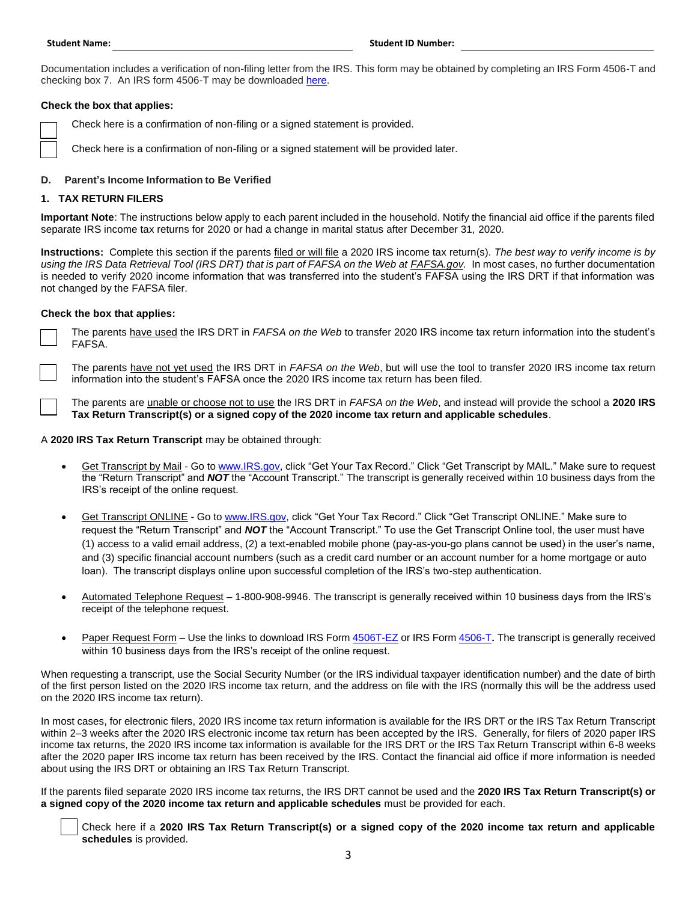**Student Name:** \_\_\_\_\_\_\_\_\_\_\_\_\_\_\_\_\_\_\_\_\_\_\_\_\_\_\_\_ **Student ID Number:** \_\_\_\_\_\_\_\_\_\_\_\_\_\_\_\_\_\_\_\_\_\_\_\_\_\_\_\_

Documentation includes a verification of non-filing letter from the IRS. This form may be obtained by completing an IRS Form 4506-T and checking box 7. An IRS form 4506-T may be downloaded here.

**Check the box that applies:**

☐ Check here is a confirmation of non-filing or a signed statement is provided.

☐ Check here is a confirmation of non-filing or a signed statement will be provided later.

### D. Parent's Income Information to Be Verified

#### 1. TAX RETURN FILERS

**Important Note**: The instructions below apply to each parent included in the household. Notify the financial aid office if the parents filed separate IRS income tax returns for 2020 or had a change in marital status after December 31, 2020.

**Instructions:** Complete this section if the parents filed or will file a 2020 IRS income tax return(s). *The best way to verify income is by using the IRS Data Retrieval Tool (IRS DRT) that is part of FAFSA on the Web at FAFSA.gov.* In most cases, no further documentation is needed to verify 2020 income information that was transferred into the student's FAFSA using the IRS DRT if that information was not changed by the FAFSA filer.

**Check the box that applies:**

☐ The parents have used the IRS DRT in *FAFSA on the Web* to transfer 2020 IRS income tax return information into the student's FAFSA.

☐ The parents have not yet used the IRS DRT in *FAFSA on the Web*, but will use the tool to transfer 2020 IRS income tax return information into the student's FAFSA once the 2020 IRS income tax return has been filed.

☐ The parents are unable or choose not to use the IRS DRT in *FAFSA on the Web*, and instead will provide the school a **2020 IRS Tax Return Transcript(s) or a signed copy of the 2020 income tax return and applicable schedules**.

A **2020 IRS Tax Return Transcript** may be obtained through:

- Get Transcript by Mail - Go to www.IRS.gov, click "Get Your Tax Record." Click "Get Transcript by MAIL." Make sure to request the "Return Transcript" and ***NOT*** the "Account Transcript." The transcript is generally received within 10 business days from the IRS's receipt of the online request.

- Get Transcript ONLINE - Go to www.IRS.gov, click "Get Your Tax Record." Click "Get Transcript ONLINE." Make sure to request the "Return Transcript" and ***NOT*** the "Account Transcript." To use the Get Transcript Online tool, the user must have (1) access to a valid email address, (2) a text-enabled mobile phone (pay-as-you-go plans cannot be used) in the user's name, and (3) specific financial account numbers (such as a credit card number or an account number for a home mortgage or auto loan). The transcript displays online upon successful completion of the IRS's two-step authentication.

- Automated Telephone Request – 1-800-908-9946. The transcript is generally received within 10 business days from the IRS's receipt of the telephone request.

- Paper Request Form – Use the links to download IRS Form 4506T-EZ or IRS Form 4506-T**.** The transcript is generally received within 10 business days from the IRS's receipt of the online request.

When requesting a transcript, use the Social Security Number (or the IRS individual taxpayer identification number) and the date of birth of the first person listed on the 2020 IRS income tax return, and the address on file with the IRS (normally this will be the address used on the 2020 IRS income tax return).

In most cases, for electronic filers, 2020 IRS income tax return information is available for the IRS DRT or the IRS Tax Return Transcript within 2–3 weeks after the 2020 IRS electronic income tax return has been accepted by the IRS. Generally, for filers of 2020 paper IRS income tax returns, the 2020 IRS income tax information is available for the IRS DRT or the IRS Tax Return Transcript within 6-8 weeks after the 2020 paper IRS income tax return has been received by the IRS. Contact the financial aid office if more information is needed about using the IRS DRT or obtaining an IRS Tax Return Transcript.

If the parents filed separate 2020 IRS income tax returns, the IRS DRT cannot be used and the **2020 IRS Tax Return Transcript(s) or a signed copy of the 2020 income tax return and applicable schedules** must be provided for each.

☐ Check here if a **2020 IRS Tax Return Transcript(s) or a signed copy of the 2020 income tax return and applicable schedules** is provided.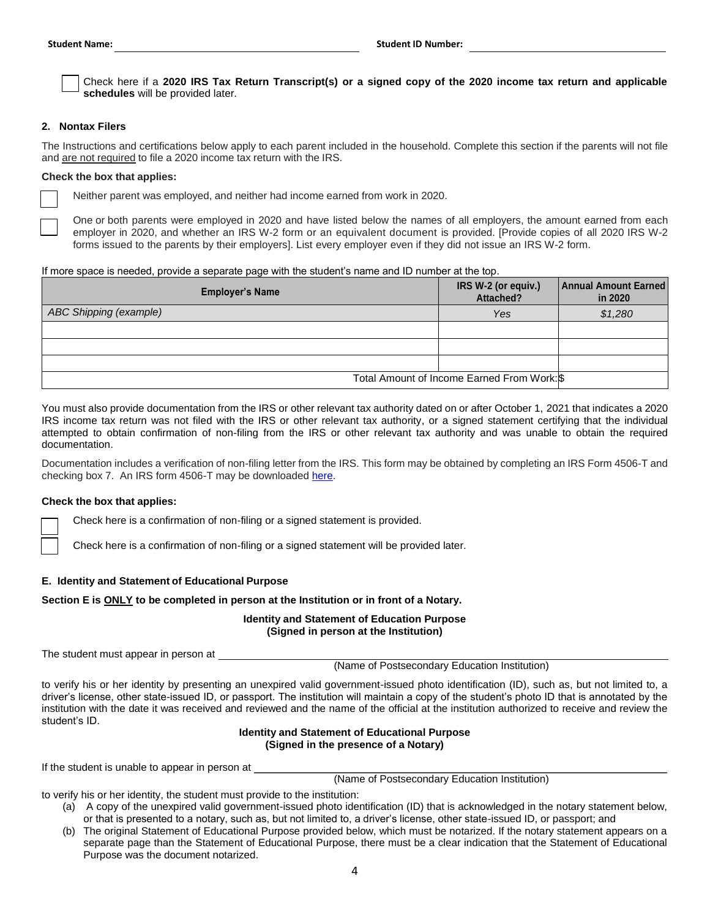**Student Name:** ______________________ **Student ID Number:** ______________________

☐ Check here if a **2020 IRS Tax Return Transcript(s) or a signed copy of the 2020 income tax return and applicable schedules** will be provided later.

### 2. Nontax Filers

The Instructions and certifications below apply to each parent included in the household. Complete this section if the parents will not file and are not required to file a 2020 income tax return with the IRS.

**Check the box that applies:**

☐ Neither parent was employed, and neither had income earned from work in 2020.

☐ One or both parents were employed in 2020 and have listed below the names of all employers, the amount earned from each employer in 2020, and whether an IRS W-2 form or an equivalent document is provided. [Provide copies of all 2020 IRS W-2 forms issued to the parents by their employers]. List every employer even if they did not issue an IRS W-2 form.

If more space is needed, provide a separate page with the student's name and ID number at the top.

| Employer's Name | IRS W-2 (or equiv.) Attached? | Annual Amount Earned in 2020 |
|---|---|---|
| *ABC Shipping (example)* | *Yes* | *$1,280* |
| | | |
| | | |
| | | |
| | Total Amount of Income Earned From Work: | $ |

You must also provide documentation from the IRS or other relevant tax authority dated on or after October 1, 2021 that indicates a 2020 IRS income tax return was not filed with the IRS or other relevant tax authority, or a signed statement certifying that the individual attempted to obtain confirmation of non-filing from the IRS or other relevant tax authority and was unable to obtain the required documentation.

Documentation includes a verification of non-filing letter from the IRS. This form may be obtained by completing an IRS Form 4506-T and checking box 7. An IRS form 4506-T may be downloaded here.

**Check the box that applies:**

☐ Check here is a confirmation of non-filing or a signed statement is provided.

☐ Check here is a confirmation of non-filing or a signed statement will be provided later.

## E. Identity and Statement of Educational Purpose

**Section E is ONLY to be completed in person at the Institution or in front of a Notary.**

**Identity and Statement of Education Purpose**
**(Signed in person at the Institution)**

The student must appear in person at ______________________________________________
(Name of Postsecondary Education Institution)

to verify his or her identity by presenting an unexpired valid government-issued photo identification (ID), such as, but not limited to, a driver's license, other state-issued ID, or passport. The institution will maintain a copy of the student's photo ID that is annotated by the institution with the date it was received and reviewed and the name of the official at the institution authorized to receive and review the student's ID.

**Identity and Statement of Educational Purpose**
**(Signed in the presence of a Notary)**

If the student is unable to appear in person at ______________________________________________
(Name of Postsecondary Education Institution)

to verify his or her identity, the student must provide to the institution:

(a) A copy of the unexpired valid government-issued photo identification (ID) that is acknowledged in the notary statement below, or that is presented to a notary, such as, but not limited to, a driver's license, other state-issued ID, or passport; and

(b) The original Statement of Educational Purpose provided below, which must be notarized. If the notary statement appears on a separate page than the Statement of Educational Purpose, there must be a clear indication that the Statement of Educational Purpose was the document notarized.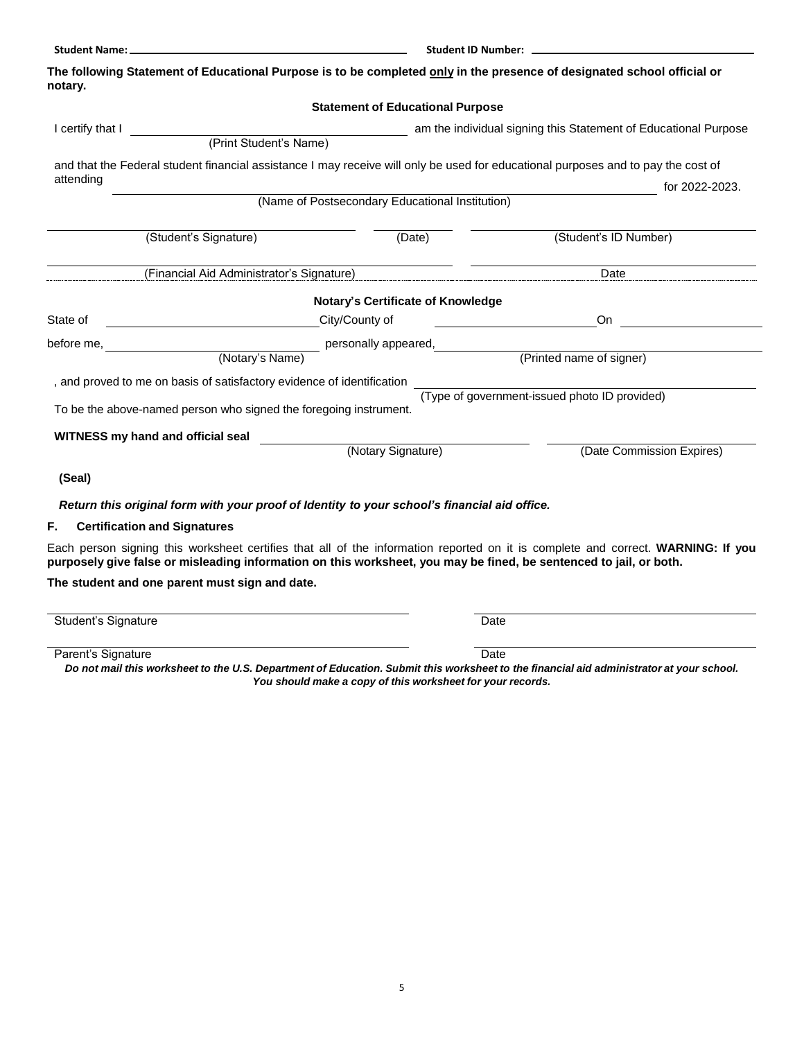**Student Name:** ____________________ **Student ID Number:** ____________________

**The following Statement of Educational Purpose is to be completed only in the presence of designated school official or notary.**

**Statement of Educational Purpose**

I certify that I ____________________ am the individual signing this Statement of Educational Purpose
(Print Student's Name)

and that the Federal student financial assistance I may receive will only be used for educational purposes and to pay the cost of attending ____________________ for 2022-2023.
(Name of Postsecondary Educational Institution)

____________________ ____________________ ____________________
(Student's Signature) (Date) (Student's ID Number)

____________________ ____________________
(Financial Aid Administrator's Signature) Date

**Notary's Certificate of Knowledge**

State of ____________________ City/County of ____________________ On ____________________

before me, ____________________ personally appeared, ____________________
(Notary's Name) (Printed name of signer)

, and proved to me on basis of satisfactory evidence of identification ____________________
(Type of government-issued photo ID provided)

To be the above-named person who signed the foregoing instrument.

**WITNESS my hand and official seal** ____________________ ____________________
(Notary Signature) (Date Commission Expires)

**(Seal)**

***Return this original form with your proof of Identity to your school's financial aid office.***

## F. Certification and Signatures

Each person signing this worksheet certifies that all of the information reported on it is complete and correct. **WARNING: If you purposely give false or misleading information on this worksheet, you may be fined, be sentenced to jail, or both.**

**The student and one parent must sign and date.**

____________________ ____________________
Student's Signature Date

____________________ ____________________
Parent's Signature Date

***Do not mail this worksheet to the U.S. Department of Education. Submit this worksheet to the financial aid administrator at your school. You should make a copy of this worksheet for your records.***